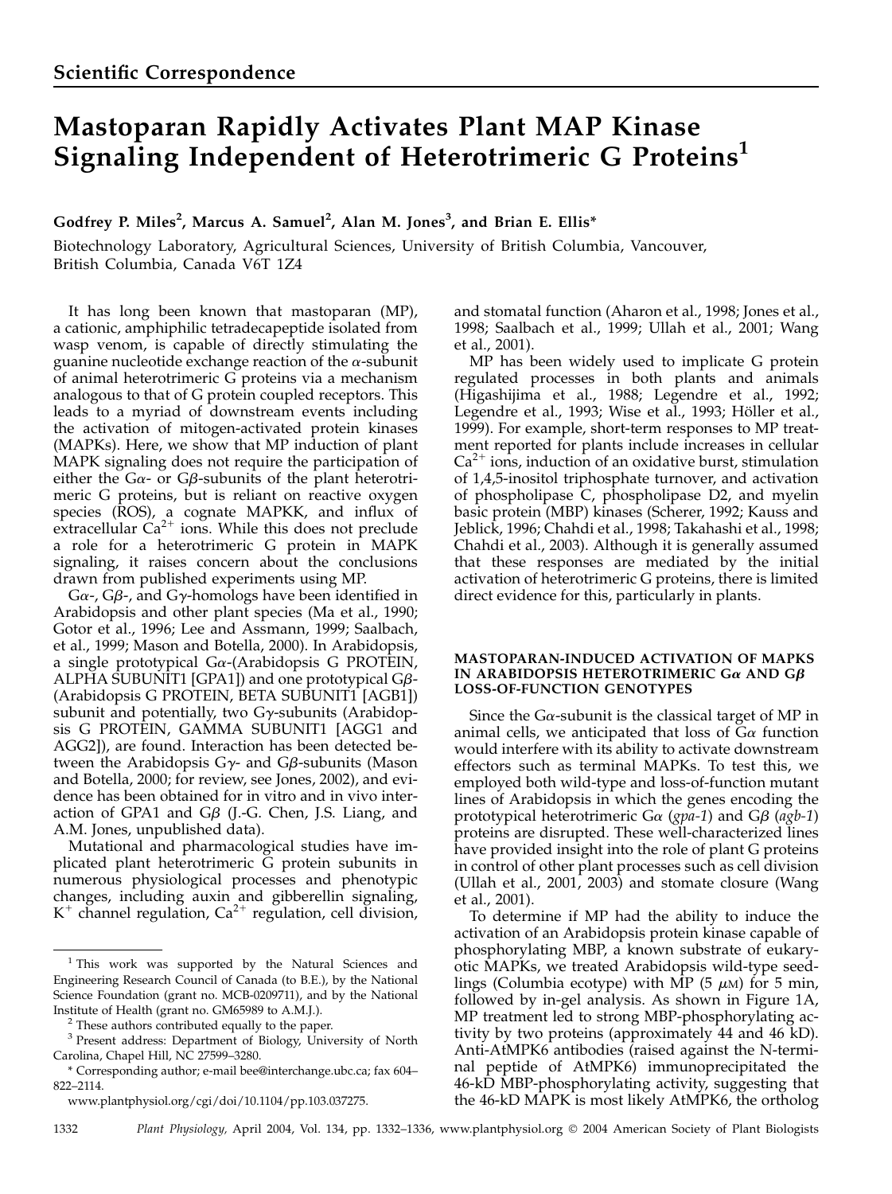## Scientific Correspondence

# Mastoparan Rapidly Activates Plant MAP Kinase Signaling Independent of Heterotrimeric G Proteins[1]

**Godfrey P. Miles[2], Marcus A. Samuel[2], Alan M. Jones[3], and Brian E. Ellis***

Biotechnology Laboratory, Agricultural Sciences, University of British Columbia, Vancouver, British Columbia, Canada V6T 1Z4

It has long been known that mastoparan (MP), a cationic, amphiphilic tetradecapeptide isolated from wasp venom, is capable of directly stimulating the guanine nucleotide exchange reaction of the α-subunit of animal heterotrimeric G proteins via a mechanism analogous to that of G protein coupled receptors. This leads to a myriad of downstream events including the activation of mitogen-activated protein kinases (MAPKs). Here, we show that MP induction of plant MAPK signaling does not require the participation of either the Gα- or Gβ-subunits of the plant heterotrimeric G proteins, but is reliant on reactive oxygen species (ROS), a cognate MAPKK, and influx of extracellular $Ca^{2+}$ ions. While this does not preclude a role for a heterotrimeric G protein in MAPK signaling, it raises concern about the conclusions drawn from published experiments using MP.

Gα-, Gβ-, and Gγ-homologs have been identified in Arabidopsis and other plant species (Ma et al., 1990; Gotor et al., 1996; Lee and Assmann, 1999; Saalbach, et al., 1999; Mason and Botella, 2000). In Arabidopsis, a single prototypical Gα-(Arabidopsis G PROTEIN, ALPHA SUBUNIT1 [GPA1]) and one prototypical Gβ-(Arabidopsis G PROTEIN, BETA SUBUNIT1 [AGB1]) subunit and potentially, two Gγ-subunits (Arabidopsis G PROTEIN, GAMMA SUBUNIT1 [AGG1 and AGG2]), are found. Interaction has been detected between the Arabidopsis Gγ- and Gβ-subunits (Mason and Botella, 2000; for review, see Jones, 2002), and evidence has been obtained for in vitro and in vivo interaction of GPA1 and Gβ (J.-G. Chen, J.S. Liang, and A.M. Jones, unpublished data).

Mutational and pharmacological studies have implicated plant heterotrimeric G protein subunits in numerous physiological processes and phenotypic changes, including auxin and gibberellin signaling, $K^+$ channel regulation, $Ca^{2+}$ regulation, cell division, and stomatal function (Aharon et al., 1998; Jones et al., 1998; Saalbach et al., 1999; Ullah et al., 2001; Wang et al., 2001).

MP has been widely used to implicate G protein regulated processes in both plants and animals (Higashijima et al., 1988; Legendre et al., 1992; Legendre et al., 1993; Wise et al., 1993; Höller et al., 1999). For example, short-term responses to MP treatment reported for plants include increases in cellular $Ca^{2+}$ ions, induction of an oxidative burst, stimulation of 1,4,5-inositol triphosphate turnover, and activation of phospholipase C, phospholipase D2, and myelin basic protein (MBP) kinases (Scherer, 1992; Kauss and Jeblick, 1996; Chahdi et al., 1998; Takahashi et al., 1998; Chahdi et al., 2003). Although it is generally assumed that these responses are mediated by the initial activation of heterotrimeric G proteins, there is limited direct evidence for this, particularly in plants.

### MASTOPARAN-INDUCED ACTIVATION OF MAPKS IN ARABIDOPSIS HETEROTRIMERIC Gα AND Gβ LOSS-OF-FUNCTION GENOTYPES

Since the Gα-subunit is the classical target of MP in animal cells, we anticipated that loss of Gα function would interfere with its ability to activate downstream effectors such as terminal MAPKs. To test this, we employed both wild-type and loss-of-function mutant lines of Arabidopsis in which the genes encoding the prototypical heterotrimeric Gα (*gpa-1*) and Gβ (*agb-1*) proteins are disrupted. These well-characterized lines have provided insight into the role of plant G proteins in control of other plant processes such as cell division (Ullah et al., 2001, 2003) and stomate closure (Wang et al., 2001).

To determine if MP had the ability to induce the activation of an Arabidopsis protein kinase capable of phosphorylating MBP, a known substrate of eukaryotic MAPKs, we treated Arabidopsis wild-type seedlings (Columbia ecotype) with MP (5 μM) for 5 min, followed by in-gel analysis. As shown in Figure 1A, MP treatment led to strong MBP-phosphorylating activity by two proteins (approximately 44 and 46 kD). Anti-AtMPK6 antibodies (raised against the N-terminal peptide of AtMPK6) immunoprecipitated the 46-kD MBP-phosphorylating activity, suggesting that the 46-kD MAPK is most likely AtMPK6, the ortholog

---

[1] This work was supported by the Natural Sciences and Engineering Research Council of Canada (to B.E.), by the National Science Foundation (grant no. MCB-0209711), and by the National Institute of Health (grant no. GM65989 to A.M.J.).

[2] These authors contributed equally to the paper.

[3] Present address: Department of Biology, University of North Carolina, Chapel Hill, NC 27599–3280.

\* Corresponding author; e-mail bee@interchange.ubc.ca; fax 604–822–2114.

www.plantphysiol.org/cgi/doi/10.1104/pp.103.037275.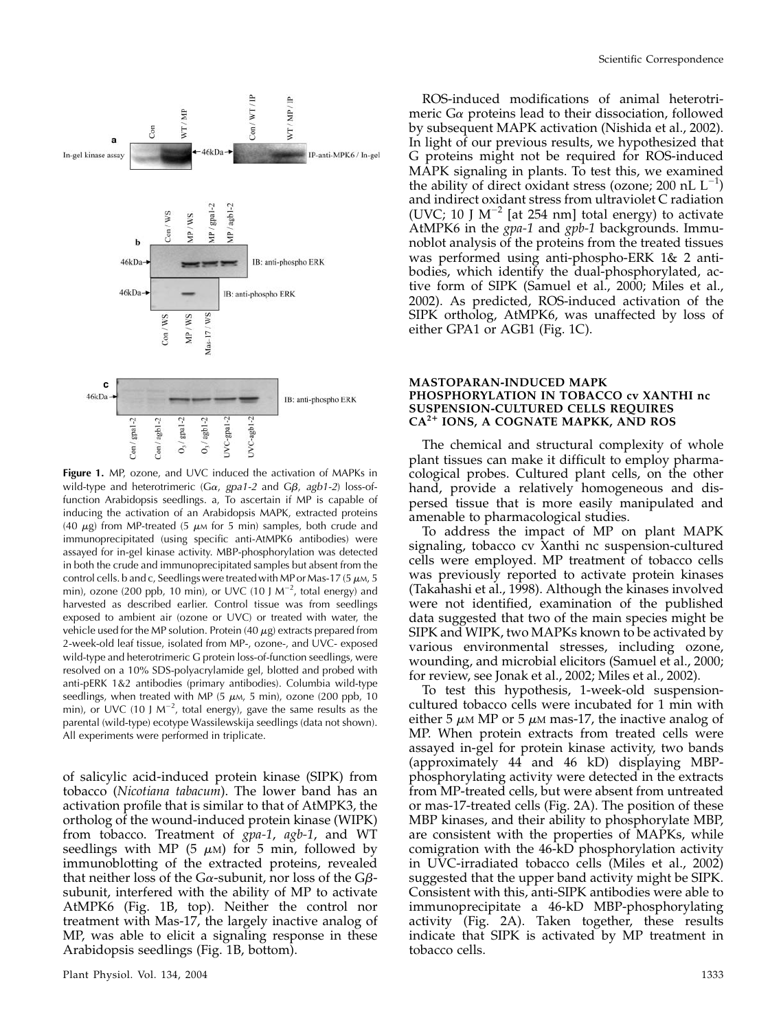**Figure 1.** MP, ozone, and UVC induced the activation of MAPKs in wild-type and heterotrimeric (Gα, *gpa1-2* and Gβ, *agb1-2*) loss-of-function Arabidopsis seedlings. a, To ascertain if MP is capable of inducing the activation of an Arabidopsis MAPK, extracted proteins (40 $\mu$g) from MP-treated (5 $\mu$M for 5 min) samples, both crude and immunoprecipitated (using specific anti-AtMPK6 antibodies) were assayed for in-gel kinase activity. MBP-phosphorylation was detected in both the crude and immunoprecipitated samples but absent from the control cells. b and c, Seedlings were treated with MP or Mas-17 (5 $\mu$M, 5 min), ozone (200 ppb, 10 min), or UVC (10 J $M^{-2}$, total energy) and harvested as described earlier. Control tissue was from seedlings exposed to ambient air (ozone or UVC) or treated with water, the vehicle used for the MP solution. Protein (40 $\mu$g) extracts prepared from 2-week-old leaf tissue, isolated from MP-, ozone-, and UVC- exposed wild-type and heterotrimeric G protein loss-of-function seedlings, were resolved on a 10% SDS-polyacrylamide gel, blotted and probed with anti-pERK 1&2 antibodies (primary antibodies). Columbia wild-type seedlings, when treated with MP (5 $\mu$M, 5 min), ozone (200 ppb, 10 min), or UVC (10 J $M^{-2}$, total energy), gave the same results as the parental (wild-type) ecotype Wassilewskija seedlings (data not shown). All experiments were performed in triplicate.

of salicylic acid-induced protein kinase (SIPK) from tobacco (*Nicotiana tabacum*). The lower band has an activation profile that is similar to that of AtMPK3, the ortholog of the wound-induced protein kinase (WIPK) from tobacco. Treatment of *gpa-1*, *agb-1*, and WT seedlings with MP (5 $\mu$M) for 5 min, followed by immunoblotting of the extracted proteins, revealed that neither loss of the Gα-subunit, nor loss of the Gβ-subunit, interfered with the ability of MP to activate AtMPK6 (Fig. 1B, top). Neither the control nor treatment with Mas-17, the largely inactive analog of MP, was able to elicit a signaling response in these Arabidopsis seedlings (Fig. 1B, bottom).

ROS-induced modifications of animal heterotrimeric Gα proteins lead to their dissociation, followed by subsequent MAPK activation (Nishida et al., 2002). In light of our previous results, we hypothesized that G proteins might not be required for ROS-induced MAPK signaling in plants. To test this, we examined the ability of direct oxidant stress (ozone; 200 nL $L^{-1}$) and indirect oxidant stress from ultraviolet C radiation (UVC; 10 J $M^{-2}$ [at 254 nm] total energy) to activate AtMPK6 in the *gpa-1* and *gpb-1* backgrounds. Immunoblot analysis of the proteins from the treated tissues was performed using anti-phospho-ERK 1& 2 antibodies, which identify the dual-phosphorylated, active form of SIPK (Samuel et al., 2000; Miles et al., 2002). As predicted, ROS-induced activation of the SIPK ortholog, AtMPK6, was unaffected by loss of either GPA1 or AGB1 (Fig. 1C).

## MASTOPARAN-INDUCED MAPK PHOSPHORYLATION IN TOBACCO cv XANTHI nc SUSPENSION-CULTURED CELLS REQUIRES $CA^{2+}$ IONS, A COGNATE MAPKK, AND ROS

The chemical and structural complexity of whole plant tissues can make it difficult to employ pharmacological probes. Cultured plant cells, on the other hand, provide a relatively homogeneous and dispersed tissue that is more easily manipulated and amenable to pharmacological studies.

To address the impact of MP on plant MAPK signaling, tobacco cv Xanthi nc suspension-cultured cells were employed. MP treatment of tobacco cells was previously reported to activate protein kinases (Takahashi et al., 1998). Although the kinases involved were not identified, examination of the published data suggested that two of the main species might be SIPK and WIPK, two MAPKs known to be activated by various environmental stresses, including ozone, wounding, and microbial elicitors (Samuel et al., 2000; for review, see Jonak et al., 2002; Miles et al., 2002).

To test this hypothesis, 1-week-old suspension-cultured tobacco cells were incubated for 1 min with either 5 $\mu$M MP or 5 $\mu$M mas-17, the inactive analog of MP. When protein extracts from treated cells were assayed in-gel for protein kinase activity, two bands (approximately 44 and 46 kD) displaying MBP-phosphorylating activity were detected in the extracts from MP-treated cells, but were absent from untreated or mas-17-treated cells (Fig. 2A). The position of these MBP kinases, and their ability to phosphorylate MBP, are consistent with the properties of MAPKs, while comigration with the 46-kD phosphorylation activity in UVC-irradiated tobacco cells (Miles et al., 2002) suggested that the upper band activity might be SIPK. Consistent with this, anti-SIPK antibodies were able to immunoprecipitate a 46-kD MBP-phosphorylating activity (Fig. 2A). Taken together, these results indicate that SIPK is activated by MP treatment in tobacco cells.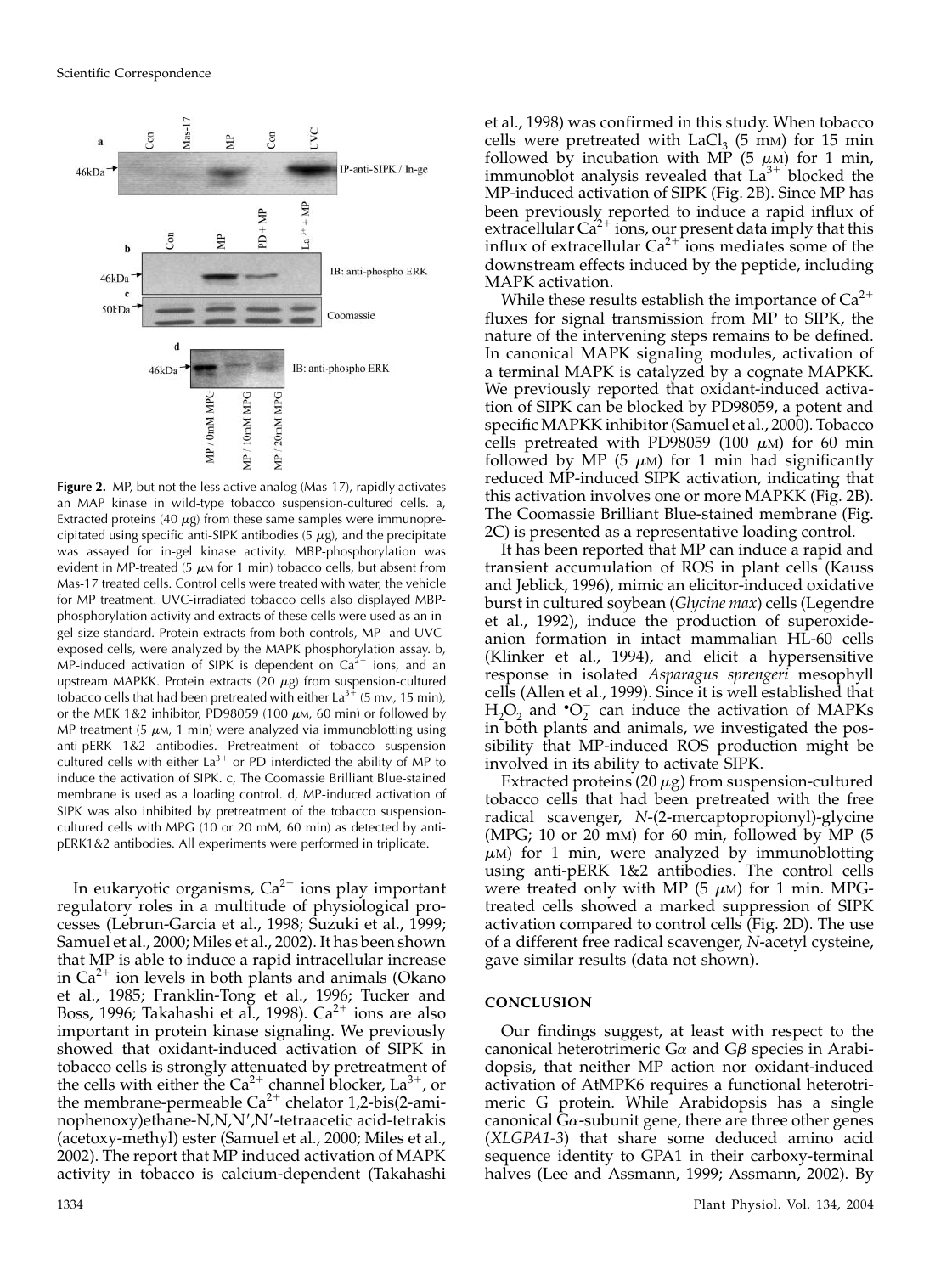**Figure 2.** MP, but not the less active analog (Mas-17), rapidly activates an MAP kinase in wild-type tobacco suspension-cultured cells. a, Extracted proteins (40 $\mu$g) from these same samples were immunoprecipitated using specific anti-SIPK antibodies (5 $\mu$g), and the precipitate was assayed for in-gel kinase activity. MBP-phosphorylation was evident in MP-treated (5 $\mu$M for 1 min) tobacco cells, but absent from Mas-17 treated cells. Control cells were treated with water, the vehicle for MP treatment. UVC-irradiated tobacco cells also displayed MBP-phosphorylation activity and extracts of these cells were used as an in-gel size standard. Protein extracts from both controls, MP- and UVC-exposed cells, were analyzed by the MAPK phosphorylation assay. b, MP-induced activation of SIPK is dependent on $Ca^{2+}$ ions, and an upstream MAPKK. Protein extracts (20 $\mu$g) from suspension-cultured tobacco cells that had been pretreated with either $La^{3+}$ (5 mM, 15 min), or the MEK 1&2 inhibitor, PD98059 (100 $\mu$M, 60 min) or followed by MP treatment (5 $\mu$M, 1 min) were analyzed via immunoblotting using anti-pERK 1&2 antibodies. Pretreatment of tobacco suspension cultured cells with either $La^{3+}$ or PD interdicted the ability of MP to induce the activation of SIPK. c, The Coomassie Brilliant Blue-stained membrane is used as a loading control. d, MP-induced activation of SIPK was also inhibited by pretreatment of the tobacco suspension-cultured cells with MPG (10 or 20 mM, 60 min) as detected by anti-pERK1&2 antibodies. All experiments were performed in triplicate.

In eukaryotic organisms, $Ca^{2+}$ ions play important regulatory roles in a multitude of physiological processes (Lebrun-Garcia et al., 1998; Suzuki et al., 1999; Samuel et al., 2000; Miles et al., 2002). It has been shown that MP is able to induce a rapid intracellular increase in $Ca^{2+}$ ion levels in both plants and animals (Okano et al., 1985; Franklin-Tong et al., 1996; Tucker and Boss, 1996; Takahashi et al., 1998). $Ca^{2+}$ ions are also important in protein kinase signaling. We previously showed that oxidant-induced activation of SIPK in tobacco cells is strongly attenuated by pretreatment of the cells with either the $Ca^{2+}$ channel blocker, $La^{3+}$, or the membrane-permeable $Ca^{2+}$ chelator 1,2-bis(2-aminophenoxy)ethane-N,N,N′,N′-tetraacetic acid-tetrakis (acetoxy-methyl) ester (Samuel et al., 2000; Miles et al., 2002). The report that MP induced activation of MAPK activity in tobacco is calcium-dependent (Takahashi et al., 1998) was confirmed in this study. When tobacco cells were pretreated with $LaCl_3$ (5 mM) for 15 min followed by incubation with MP (5 $\mu$M) for 1 min, immunoblot analysis revealed that $La^{3+}$ blocked the MP-induced activation of SIPK (Fig. 2B). Since MP has been previously reported to induce a rapid influx of extracellular $Ca^{2+}$ ions, our present data imply that this influx of extracellular $Ca^{2+}$ ions mediates some of the downstream effects induced by the peptide, including MAPK activation.

While these results establish the importance of $Ca^{2+}$ fluxes for signal transmission from MP to SIPK, the nature of the intervening steps remains to be defined. In canonical MAPK signaling modules, activation of a terminal MAPK is catalyzed by a cognate MAPKK. We previously reported that oxidant-induced activation of SIPK can be blocked by PD98059, a potent and specific MAPKK inhibitor (Samuel et al., 2000). Tobacco cells pretreated with PD98059 (100 $\mu$M) for 60 min followed by MP (5 $\mu$M) for 1 min had significantly reduced MP-induced SIPK activation, indicating that this activation involves one or more MAPKK (Fig. 2B). The Coomassie Brilliant Blue-stained membrane (Fig. 2C) is presented as a representative loading control.

It has been reported that MP can induce a rapid and transient accumulation of ROS in plant cells (Kauss and Jeblick, 1996), mimic an elicitor-induced oxidative burst in cultured soybean (*Glycine max*) cells (Legendre et al., 1992), induce the production of superoxide-anion formation in intact mammalian HL-60 cells (Klinker et al., 1994), and elicit a hypersensitive response in isolated *Asparagus sprengeri* mesophyll cells (Allen et al., 1999). Since it is well established that $H_2O_2$ and $^{\bullet}O_2^-$ can induce the activation of MAPKs in both plants and animals, we investigated the possibility that MP-induced ROS production might be involved in its ability to activate SIPK.

Extracted proteins (20 $\mu$g) from suspension-cultured tobacco cells that had been pretreated with the free radical scavenger, *N*-(2-mercaptopropionyl)-glycine (MPG; 10 or 20 mM) for 60 min, followed by MP (5 $\mu$M) for 1 min, were analyzed by immunoblotting using anti-pERK 1&2 antibodies. The control cells were treated only with MP (5 $\mu$M) for 1 min. MPG-treated cells showed a marked suppression of SIPK activation compared to control cells (Fig. 2D). The use of a different free radical scavenger, *N*-acetyl cysteine, gave similar results (data not shown).

## CONCLUSION

Our findings suggest, at least with respect to the canonical heterotrimeric G$\alpha$ and G$\beta$ species in Arabidopsis, that neither MP action nor oxidant-induced activation of AtMPK6 requires a functional heterotrimeric G protein. While Arabidopsis has a single canonical G$\alpha$-subunit gene, there are three other genes (*XLGPA1-3*) that share some deduced amino acid sequence identity to GPA1 in their carboxy-terminal halves (Lee and Assmann, 1999; Assmann, 2002). By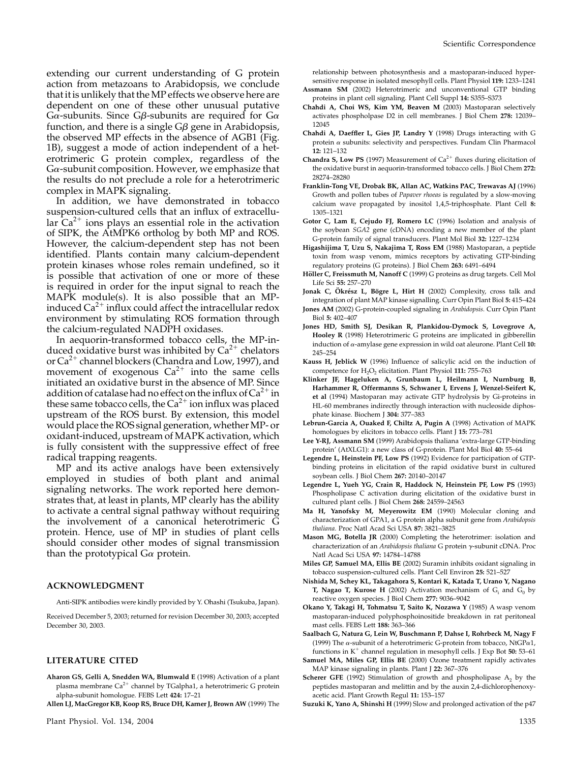extending our current understanding of G protein action from metazoans to Arabidopsis, we conclude that it is unlikely that the MP effects we observe here are dependent on one of these other unusual putative Gα-subunits. Since Gβ-subunits are required for Gα function, and there is a single Gβ gene in Arabidopsis, the observed MP effects in the absence of AGB1 (Fig. 1B), suggest a mode of action independent of a heterotrimeric G protein complex, regardless of the Gα-subunit composition. However, we emphasize that the results do not preclude a role for a heterotrimeric complex in MAPK signaling.

In addition, we have demonstrated in tobacco suspension-cultured cells that an influx of extracellular $Ca^{2+}$ ions plays an essential role in the activation of SIPK, the AtMPK6 ortholog by both MP and ROS. However, the calcium-dependent step has not been identified. Plants contain many calcium-dependent protein kinases whose roles remain undefined, so it is possible that activation of one or more of these is required in order for the input signal to reach the MAPK module(s). It is also possible that an MP-induced $Ca^{2+}$ influx could affect the intracellular redox environment by stimulating ROS formation through the calcium-regulated NADPH oxidases.

In aequorin-transformed tobacco cells, the MP-induced oxidative burst was inhibited by $Ca^{2+}$ chelators or $Ca^{2+}$ channel blockers (Chandra and Low, 1997), and movement of exogenous $Ca^{2+}$ into the same cells initiated an oxidative burst in the absence of MP. Since addition of catalase had no effect on the influx of $Ca^{2+}$ in these same tobacco cells, the $Ca^{2+}$ ion influx was placed upstream of the ROS burst. By extension, this model would place the ROS signal generation, whether MP- or oxidant-induced, upstream of MAPK activation, which is fully consistent with the suppressive effect of free radical trapping reagents.

MP and its active analogs have been extensively employed in studies of both plant and animal signaling networks. The work reported here demonstrates that, at least in plants, MP clearly has the ability to activate a central signal pathway without requiring the involvement of a canonical heterotrimeric G protein. Hence, use of MP in studies of plant cells should consider other modes of signal transmission than the prototypical Gα protein.

## ACKNOWLEDGMENT

Anti-SIPK antibodies were kindly provided by Y. Ohashi (Tsukuba, Japan).

Received December 5, 2003; returned for revision December 30, 2003; accepted December 30, 2003.

## LITERATURE CITED

**Aharon GS, Gelli A, Snedden WA, Blumwald E** (1998) Activation of a plant plasma membrane $Ca^{2+}$ channel by TGalpha1, a heterotrimeric G protein alpha-subunit homologue. FEBS Lett **424:** 17–21

**Allen LJ, MacGregor KB, Koop RS, Bruce DH, Karner J, Brown AW** (1999) The relationship between photosynthesis and a mastoparan-induced hypersensitive response in isolated mesophyll cells. Plant Physiol **119:** 1233–1241

**Assmann SM** (2002) Heterotrimeric and unconventional GTP binding proteins in plant cell signaling. Plant Cell Suppl **14:** S355–S373

**Chahdi A, Choi WS, Kim YM, Beaven M** (2003) Mastoparan selectively activates phospholipase D2 in cell membranes. J Biol Chem **278:** 12039–12045

**Chahdi A, Daeffler L, Gies JP, Landry Y** (1998) Drugs interacting with G protein α subunits: selectivity and perspectives. Fundam Clin Pharmacol **12:** 121–132

**Chandra S, Low PS** (1997) Measurement of $Ca^{2+}$ fluxes during elicitation of the oxidative burst in aequorin-transformed tobacco cells. J Biol Chem **272:** 28274–28280

**Franklin-Tong VE, Drobak BK, Allan AC, Watkins PAC, Trewavas AJ** (1996) Growth and pollen tubes of *Papaver rhoeas* is regulated by a slow-moving calcium wave propagated by inositol 1,4,5-triphosphate. Plant Cell **8:** 1305–1321

**Gotor C, Lam E, Cejudo FJ, Romero LC** (1996) Isolation and analysis of the soybean *SGA2* gene (cDNA) encoding a new member of the plant G-protein family of signal transducers. Plant Mol Biol **32:** 1227–1234

**Higashijima T, Uzu S, Nakajima T, Ross EM** (1988) Mastoparan, a peptide toxin from wasp venom, mimics receptors by activating GTP-binding regulatory proteins (G proteins). J Biol Chem **263:** 6491–6494

**Höller C, Freissmuth M, Nanoff C** (1999) G proteins as drug targets. Cell Mol Life Sci **55:** 257–270

**Jonak C, Ökrész L, Bögre L, Hirt H** (2002) Complexity, cross talk and integration of plant MAP kinase signalling. Curr Opin Plant Biol **5:** 415–424

**Jones AM** (2002) G-protein-coupled signaling in *Arabidopsis*. Curr Opin Plant Biol **5:** 402–407

**Jones HD, Smith SJ, Desikan R, Plankidou-Dymock S, Lovegrove A, Hooley R** (1998) Heterotrimeric G proteins are implicated in gibberellin induction of α-amylase gene expression in wild oat aleurone. Plant Cell **10:** 245–254

**Kauss H, Jeblick W** (1996) Influence of salicylic acid on the induction of competence for $H_2O_2$ elicitation. Plant Physiol **111:** 755–763

**Klinker JF, Hageluken A, Grunbaum L, Heilmann I, Nurnburg B, Harhammer R, Offermanns S, Schwaner I, Ervens J, Wenzel-Seifert K, et al** (1994) Mastoparan may activate GTP hydrolysis by Gi-proteins in HL-60 membranes indirectly through interaction with nucleoside diphosphate kinase. Biochem J **304:** 377–383

**Lebrun-Garcia A, Ouaked F, Chiltz A, Pugin A** (1998) Activation of MAPK homologues by elicitors in tobacco cells. Plant J **15:** 773–781

**Lee Y-RJ, Assmann SM** (1999) Arabidopsis thaliana 'extra-large GTP-binding protein' (AtXLG1): a new class of G-protein. Plant Mol Biol **40:** 55–64

**Legendre L, Heinstein PF, Low PS** (1992) Evidence for participation of GTP-binding proteins in elicitation of the rapid oxidative burst in cultured soybean cells. J Biol Chem **267:** 20140–20147

**Legendre L, Yueh YG, Crain R, Haddock N, Heinstein PF, Low PS** (1993) Phospholipase C activation during elicitation of the oxidative burst in cultured plant cells. J Biol Chem **268:** 24559–24563

**Ma H, Yanofsky M, Meyerowitz EM** (1990) Molecular cloning and characterization of GPA1, a G protein alpha subunit gene from *Arabidopsis thaliana*. Proc Natl Acad Sci USA **87:** 3821–3825

**Mason MG, Botella JR** (2000) Completing the heterotrimer: isolation and characterization of an *Arabidopsis thaliana* G protein γ-subunit cDNA. Proc Natl Acad Sci USA **97:** 14784–14788

**Miles GP, Samuel MA, Ellis BE** (2002) Suramin inhibits oxidant signaling in tobacco suspension-cultured cells. Plant Cell Environ **25:** 521–527

**Nishida M, Schey KL, Takagahora S, Kontari K, Katada T, Urano Y, Nagano T, Nagao T, Kurose H** (2002) Activation mechanism of $G_i$ and $G_0$ by reactive oxygen species. J Biol Chem **277:** 9036–9042

**Okano Y, Takagi H, Tohmatsu T, Saito K, Nozawa Y** (1985) A wasp venom mastoparan-induced polyphosphoinositide breakdown in rat peritoneal mast cells. FEBS Lett **188:** 363–366

**Saalbach G, Natura G, Lein W, Buschmann P, Dahse I, Rohrbeck M, Nagy F** (1999) The α-subunit of a heterotrimeric G-protein from tobacco, NtGPα1, functions in $K^+$ channel regulation in mesophyll cells. J Exp Bot **50:** 53–61

**Samuel MA, Miles GP, Ellis BE** (2000) Ozone treatment rapidly activates MAP kinase signaling in plants. Plant J **22:** 367–376

**Scherer GFE** (1992) Stimulation of growth and phospholipase $A_2$ by the peptides mastoparan and melittin and by the auxin 2,4-dichlorophenoxyacetic acid. Plant Growth Regul **11:** 153–157

**Suzuki K, Yano A, Shinshi H** (1999) Slow and prolonged activation of the p47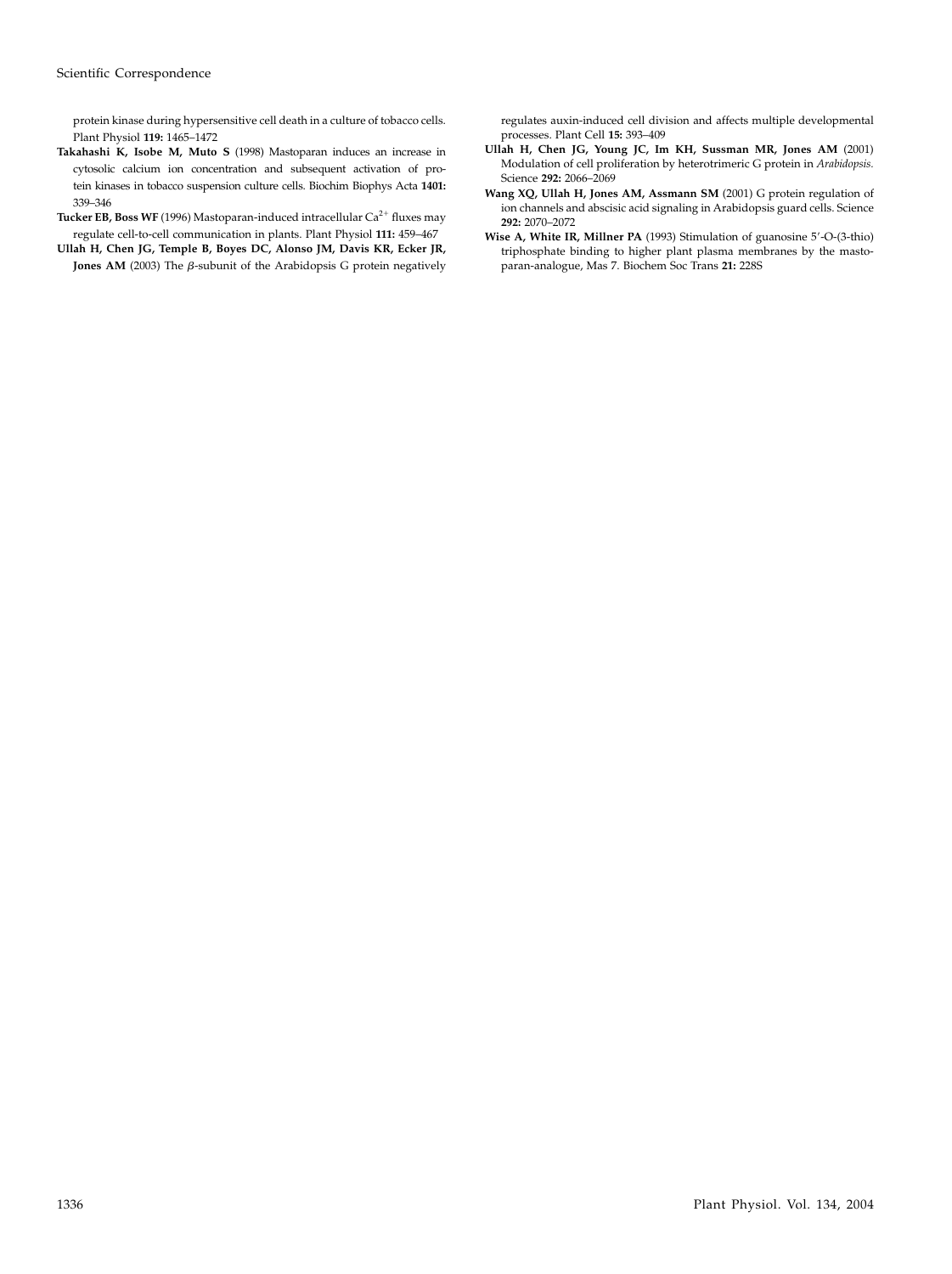protein kinase during hypersensitive cell death in a culture of tobacco cells. Plant Physiol **119:** 1465–1472

**Takahashi K, Isobe M, Muto S** (1998) Mastoparan induces an increase in cytosolic calcium ion concentration and subsequent activation of protein kinases in tobacco suspension culture cells. Biochim Biophys Acta **1401:** 339–346

**Tucker EB, Boss WF** (1996) Mastoparan-induced intracellular $Ca^{2+}$ fluxes may regulate cell-to-cell communication in plants. Plant Physiol **111:** 459–467

**Ullah H, Chen JG, Temple B, Boyes DC, Alonso JM, Davis KR, Ecker JR, Jones AM** (2003) The $\beta$-subunit of the Arabidopsis G protein negatively regulates auxin-induced cell division and affects multiple developmental processes. Plant Cell **15:** 393–409

**Ullah H, Chen JG, Young JC, Im KH, Sussman MR, Jones AM** (2001) Modulation of cell proliferation by heterotrimeric G protein in *Arabidopsis.* Science **292:** 2066–2069

**Wang XQ, Ullah H, Jones AM, Assmann SM** (2001) G protein regulation of ion channels and abscisic acid signaling in Arabidopsis guard cells. Science **292:** 2070–2072

**Wise A, White IR, Millner PA** (1993) Stimulation of guanosine 5′-O-(3-thio) triphosphate binding to higher plant plasma membranes by the mastoparan-analogue, Mas 7. Biochem Soc Trans **21:** 228S